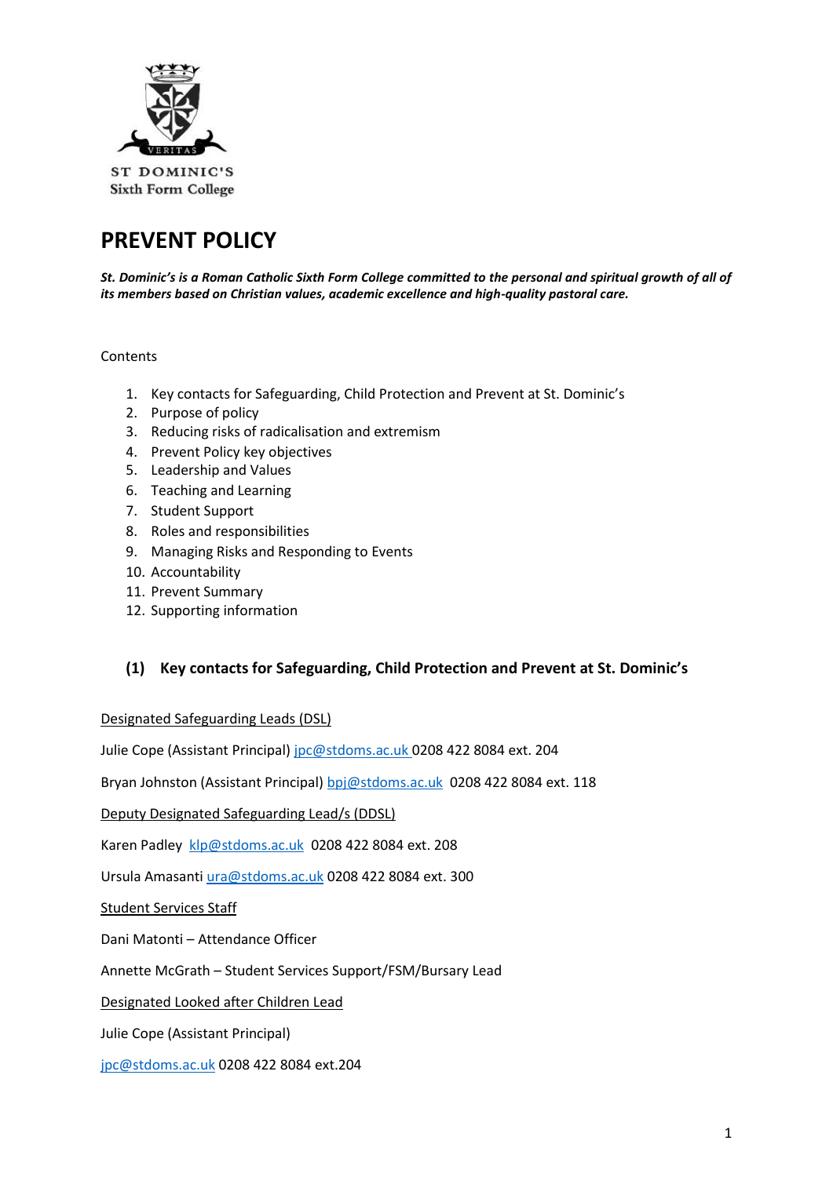ST DOMINIC'S
Sixth Form College

# PREVENT POLICY

***St. Dominic's is a Roman Catholic Sixth Form College committed to the personal and spiritual growth of all of its members based on Christian values, academic excellence and high-quality pastoral care.***

Contents

1. Key contacts for Safeguarding, Child Protection and Prevent at St. Dominic's
2. Purpose of policy
3. Reducing risks of radicalisation and extremism
4. Prevent Policy key objectives
5. Leadership and Values
6. Teaching and Learning
7. Student Support
8. Roles and responsibilities
9. Managing Risks and Responding to Events
10. Accountability
11. Prevent Summary
12. Supporting information

## (1) Key contacts for Safeguarding, Child Protection and Prevent at St. Dominic's

Designated Safeguarding Leads (DSL)

Julie Cope (Assistant Principal) jpc@stdoms.ac.uk 0208 422 8084 ext. 204

Bryan Johnston (Assistant Principal) bpj@stdoms.ac.uk 0208 422 8084 ext. 118

Deputy Designated Safeguarding Lead/s (DDSL)

Karen Padley klp@stdoms.ac.uk 0208 422 8084 ext. 208

Ursula Amasanti ura@stdoms.ac.uk 0208 422 8084 ext. 300

Student Services Staff

Dani Matonti – Attendance Officer

Annette McGrath – Student Services Support/FSM/Bursary Lead

Designated Looked after Children Lead

Julie Cope (Assistant Principal)

jpc@stdoms.ac.uk 0208 422 8084 ext.204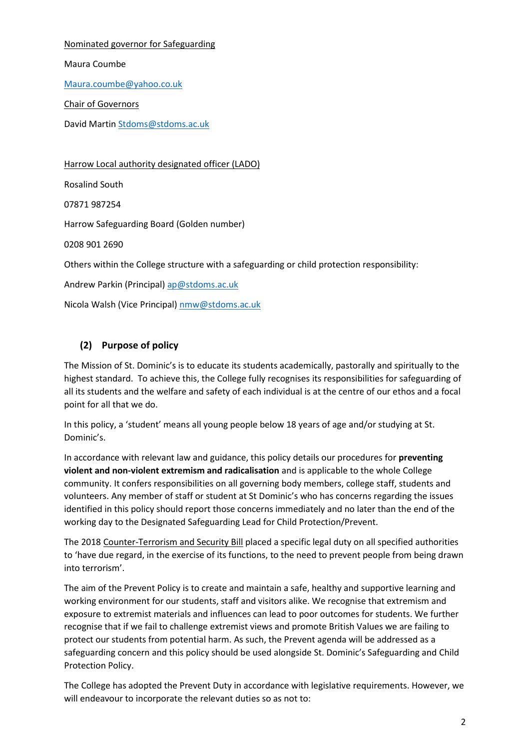Nominated governor for Safeguarding

Maura Coumbe

Maura.coumbe@yahoo.co.uk

Chair of Governors

David Martin Stdoms@stdoms.ac.uk

Harrow Local authority designated officer (LADO)

Rosalind South

07871 987254

Harrow Safeguarding Board (Golden number)

0208 901 2690

Others within the College structure with a safeguarding or child protection responsibility:

Andrew Parkin (Principal) ap@stdoms.ac.uk

Nicola Walsh (Vice Principal) nmw@stdoms.ac.uk

## (2) Purpose of policy

The Mission of St. Dominic's is to educate its students academically, pastorally and spiritually to the highest standard. To achieve this, the College fully recognises its responsibilities for safeguarding of all its students and the welfare and safety of each individual is at the centre of our ethos and a focal point for all that we do.

In this policy, a 'student' means all young people below 18 years of age and/or studying at St. Dominic's.

In accordance with relevant law and guidance, this policy details our procedures for **preventing violent and non-violent extremism and radicalisation** and is applicable to the whole College community. It confers responsibilities on all governing body members, college staff, students and volunteers. Any member of staff or student at St Dominic's who has concerns regarding the issues identified in this policy should report those concerns immediately and no later than the end of the working day to the Designated Safeguarding Lead for Child Protection/Prevent.

The 2018 Counter-Terrorism and Security Bill placed a specific legal duty on all specified authorities to 'have due regard, in the exercise of its functions, to the need to prevent people from being drawn into terrorism'.

The aim of the Prevent Policy is to create and maintain a safe, healthy and supportive learning and working environment for our students, staff and visitors alike. We recognise that extremism and exposure to extremist materials and influences can lead to poor outcomes for students. We further recognise that if we fail to challenge extremist views and promote British Values we are failing to protect our students from potential harm. As such, the Prevent agenda will be addressed as a safeguarding concern and this policy should be used alongside St. Dominic's Safeguarding and Child Protection Policy.

The College has adopted the Prevent Duty in accordance with legislative requirements. However, we will endeavour to incorporate the relevant duties so as not to: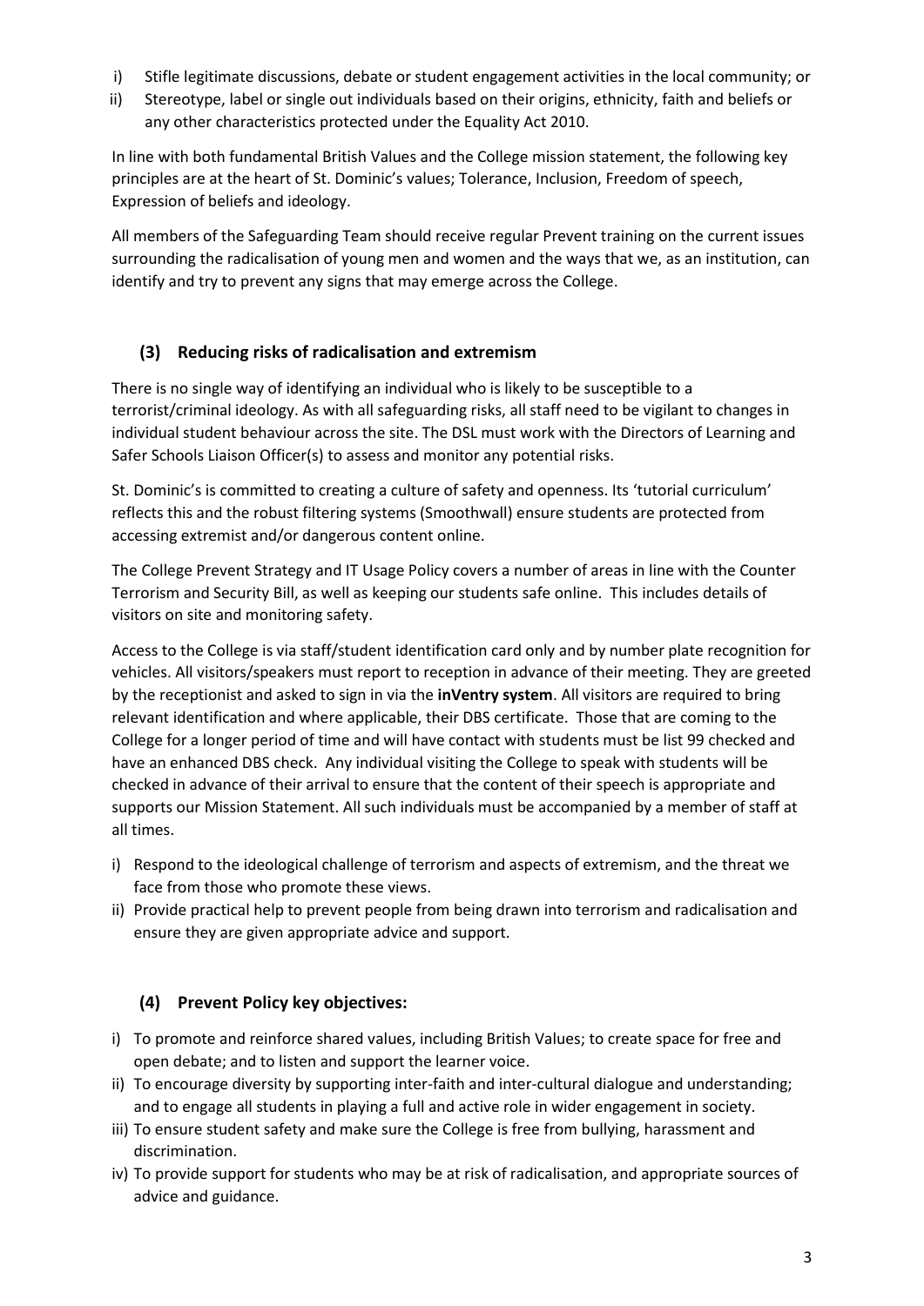i) Stifle legitimate discussions, debate or student engagement activities in the local community; or
ii) Stereotype, label or single out individuals based on their origins, ethnicity, faith and beliefs or any other characteristics protected under the Equality Act 2010.

In line with both fundamental British Values and the College mission statement, the following key principles are at the heart of St. Dominic's values; Tolerance, Inclusion, Freedom of speech, Expression of beliefs and ideology.

All members of the Safeguarding Team should receive regular Prevent training on the current issues surrounding the radicalisation of young men and women and the ways that we, as an institution, can identify and try to prevent any signs that may emerge across the College.

## (3) Reducing risks of radicalisation and extremism

There is no single way of identifying an individual who is likely to be susceptible to a terrorist/criminal ideology. As with all safeguarding risks, all staff need to be vigilant to changes in individual student behaviour across the site. The DSL must work with the Directors of Learning and Safer Schools Liaison Officer(s) to assess and monitor any potential risks.

St. Dominic's is committed to creating a culture of safety and openness. Its 'tutorial curriculum' reflects this and the robust filtering systems (Smoothwall) ensure students are protected from accessing extremist and/or dangerous content online.

The College Prevent Strategy and IT Usage Policy covers a number of areas in line with the Counter Terrorism and Security Bill, as well as keeping our students safe online. This includes details of visitors on site and monitoring safety.

Access to the College is via staff/student identification card only and by number plate recognition for vehicles. All visitors/speakers must report to reception in advance of their meeting. They are greeted by the receptionist and asked to sign in via the **inVentry system**. All visitors are required to bring relevant identification and where applicable, their DBS certificate. Those that are coming to the College for a longer period of time and will have contact with students must be list 99 checked and have an enhanced DBS check. Any individual visiting the College to speak with students will be checked in advance of their arrival to ensure that the content of their speech is appropriate and supports our Mission Statement. All such individuals must be accompanied by a member of staff at all times.

i) Respond to the ideological challenge of terrorism and aspects of extremism, and the threat we face from those who promote these views.
ii) Provide practical help to prevent people from being drawn into terrorism and radicalisation and ensure they are given appropriate advice and support.

## (4) Prevent Policy key objectives:

i) To promote and reinforce shared values, including British Values; to create space for free and open debate; and to listen and support the learner voice.
ii) To encourage diversity by supporting inter-faith and inter-cultural dialogue and understanding; and to engage all students in playing a full and active role in wider engagement in society.
iii) To ensure student safety and make sure the College is free from bullying, harassment and discrimination.
iv) To provide support for students who may be at risk of radicalisation, and appropriate sources of advice and guidance.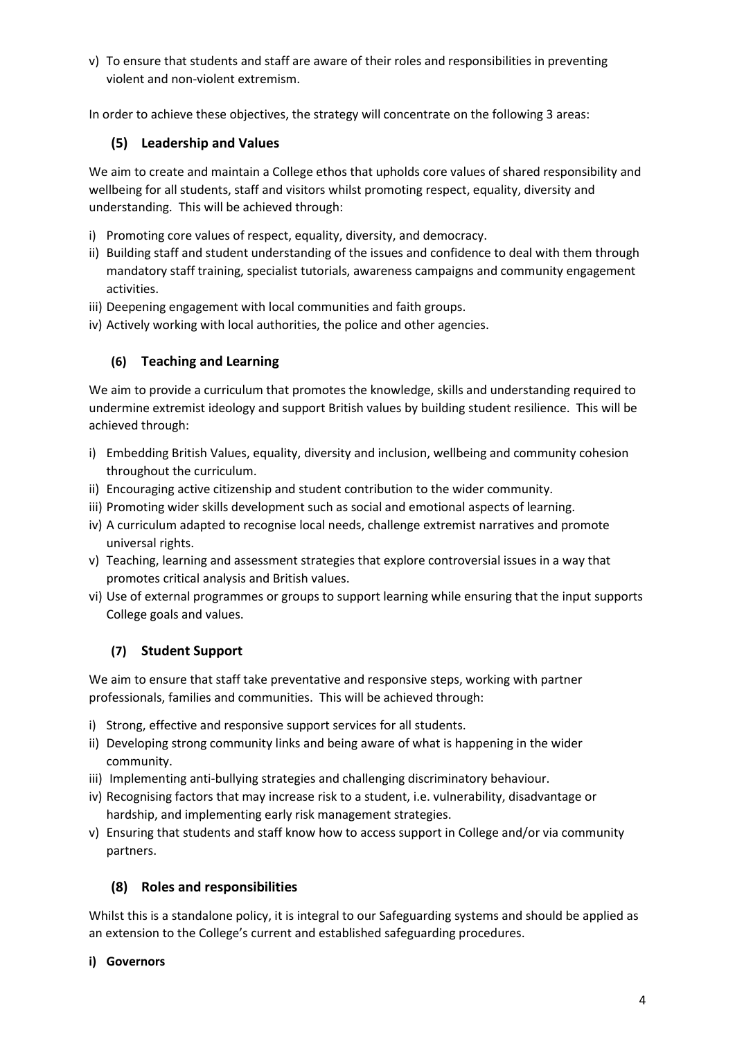v) To ensure that students and staff are aware of their roles and responsibilities in preventing violent and non-violent extremism.

In order to achieve these objectives, the strategy will concentrate on the following 3 areas:

### (5) Leadership and Values

We aim to create and maintain a College ethos that upholds core values of shared responsibility and wellbeing for all students, staff and visitors whilst promoting respect, equality, diversity and understanding. This will be achieved through:

i) Promoting core values of respect, equality, diversity, and democracy.
ii) Building staff and student understanding of the issues and confidence to deal with them through mandatory staff training, specialist tutorials, awareness campaigns and community engagement activities.
iii) Deepening engagement with local communities and faith groups.
iv) Actively working with local authorities, the police and other agencies.

### (6) Teaching and Learning

We aim to provide a curriculum that promotes the knowledge, skills and understanding required to undermine extremist ideology and support British values by building student resilience. This will be achieved through:

i) Embedding British Values, equality, diversity and inclusion, wellbeing and community cohesion throughout the curriculum.
ii) Encouraging active citizenship and student contribution to the wider community.
iii) Promoting wider skills development such as social and emotional aspects of learning.
iv) A curriculum adapted to recognise local needs, challenge extremist narratives and promote universal rights.
v) Teaching, learning and assessment strategies that explore controversial issues in a way that promotes critical analysis and British values.
vi) Use of external programmes or groups to support learning while ensuring that the input supports College goals and values.

### (7) Student Support

We aim to ensure that staff take preventative and responsive steps, working with partner professionals, families and communities. This will be achieved through:

i) Strong, effective and responsive support services for all students.
ii) Developing strong community links and being aware of what is happening in the wider community.
iii) Implementing anti-bullying strategies and challenging discriminatory behaviour.
iv) Recognising factors that may increase risk to a student, i.e. vulnerability, disadvantage or hardship, and implementing early risk management strategies.
v) Ensuring that students and staff know how to access support in College and/or via community partners.

### (8) Roles and responsibilities

Whilst this is a standalone policy, it is integral to our Safeguarding systems and should be applied as an extension to the College's current and established safeguarding procedures.

**i) Governors**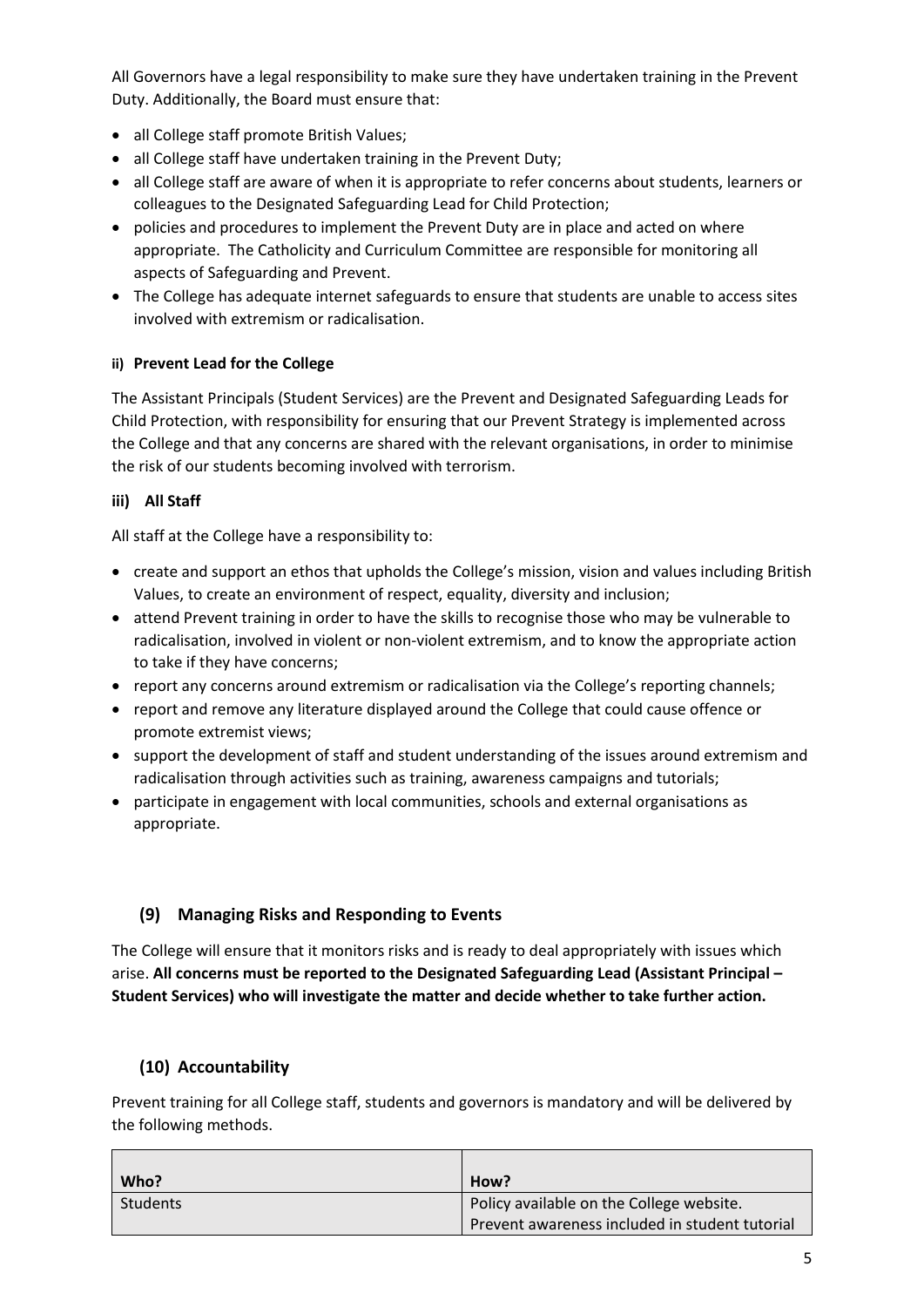All Governors have a legal responsibility to make sure they have undertaken training in the Prevent Duty. Additionally, the Board must ensure that:

- all College staff promote British Values;
- all College staff have undertaken training in the Prevent Duty;
- all College staff are aware of when it is appropriate to refer concerns about students, learners or colleagues to the Designated Safeguarding Lead for Child Protection;
- policies and procedures to implement the Prevent Duty are in place and acted on where appropriate. The Catholicity and Curriculum Committee are responsible for monitoring all aspects of Safeguarding and Prevent.
- The College has adequate internet safeguards to ensure that students are unable to access sites involved with extremism or radicalisation.

#### ii) Prevent Lead for the College

The Assistant Principals (Student Services) are the Prevent and Designated Safeguarding Leads for Child Protection, with responsibility for ensuring that our Prevent Strategy is implemented across the College and that any concerns are shared with the relevant organisations, in order to minimise the risk of our students becoming involved with terrorism.

#### iii) All Staff

All staff at the College have a responsibility to:

- create and support an ethos that upholds the College's mission, vision and values including British Values, to create an environment of respect, equality, diversity and inclusion;
- attend Prevent training in order to have the skills to recognise those who may be vulnerable to radicalisation, involved in violent or non-violent extremism, and to know the appropriate action to take if they have concerns;
- report any concerns around extremism or radicalisation via the College's reporting channels;
- report and remove any literature displayed around the College that could cause offence or promote extremist views;
- support the development of staff and student understanding of the issues around extremism and radicalisation through activities such as training, awareness campaigns and tutorials;
- participate in engagement with local communities, schools and external organisations as appropriate.

### (9) Managing Risks and Responding to Events

The College will ensure that it monitors risks and is ready to deal appropriately with issues which arise. **All concerns must be reported to the Designated Safeguarding Lead (Assistant Principal – Student Services) who will investigate the matter and decide whether to take further action.**

### (10) Accountability

Prevent training for all College staff, students and governors is mandatory and will be delivered by the following methods.

| Who? | How? |
|---|---|
| Students | Policy available on the College website.<br>Prevent awareness included in student tutorial |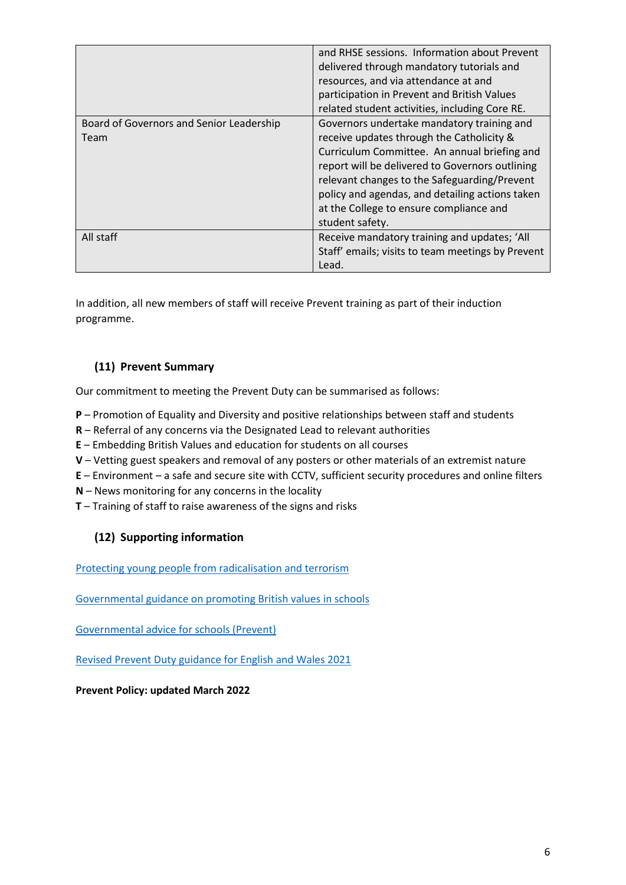| | |
|---|---|
| | and RHSE sessions. Information about Prevent delivered through mandatory tutorials and resources, and via attendance at and participation in Prevent and British Values related student activities, including Core RE. |
| Board of Governors and Senior Leadership Team | Governors undertake mandatory training and receive updates through the Catholicity & Curriculum Committee. An annual briefing and report will be delivered to Governors outlining relevant changes to the Safeguarding/Prevent policy and agendas, and detailing actions taken at the College to ensure compliance and student safety. |
| All staff | Receive mandatory training and updates; 'All Staff' emails; visits to team meetings by Prevent Lead. |

In addition, all new members of staff will receive Prevent training as part of their induction programme.

## (11) Prevent Summary

Our commitment to meeting the Prevent Duty can be summarised as follows:

**P** – Promotion of Equality and Diversity and positive relationships between staff and students
**R** – Referral of any concerns via the Designated Lead to relevant authorities
**E** – Embedding British Values and education for students on all courses
**V** – Vetting guest speakers and removal of any posters or other materials of an extremist nature
**E** – Environment – a safe and secure site with CCTV, sufficient security procedures and online filters
**N** – News monitoring for any concerns in the locality
**T** – Training of staff to raise awareness of the signs and risks

## (12) Supporting information

Protecting young people from radicalisation and terrorism

Governmental guidance on promoting British values in schools

Governmental advice for schools (Prevent)

Revised Prevent Duty guidance for English and Wales 2021

**Prevent Policy: updated March 2022**